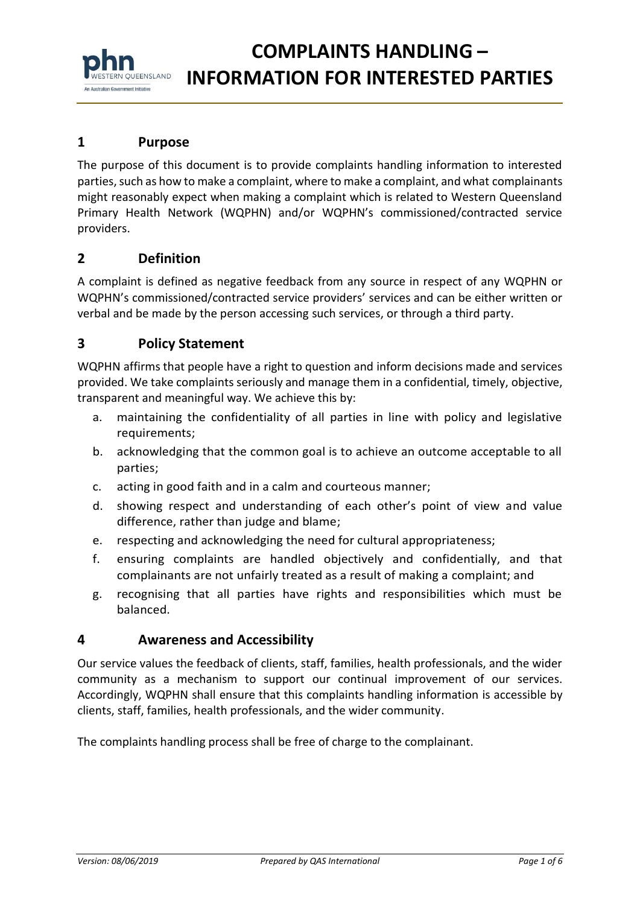# COMPLAINTS HANDLING – INFORMATION FOR INTERESTED PARTIES

## 1 Purpose

The purpose of this document is to provide complaints handling information to interested parties, such as how to make a complaint, where to make a complaint, and what complainants might reasonably expect when making a complaint which is related to Western Queensland Primary Health Network (WQPHN) and/or WQPHN's commissioned/contracted service providers.

## 2 Definition

A complaint is defined as negative feedback from any source in respect of any WQPHN or WQPHN's commissioned/contracted service providers' services and can be either written or verbal and be made by the person accessing such services, or through a third party.

## 3 Policy Statement

WQPHN affirms that people have a right to question and inform decisions made and services provided. We take complaints seriously and manage them in a confidential, timely, objective, transparent and meaningful way. We achieve this by:

a. maintaining the confidentiality of all parties in line with policy and legislative requirements;
b. acknowledging that the common goal is to achieve an outcome acceptable to all parties;
c. acting in good faith and in a calm and courteous manner;
d. showing respect and understanding of each other's point of view and value difference, rather than judge and blame;
e. respecting and acknowledging the need for cultural appropriateness;
f. ensuring complaints are handled objectively and confidentially, and that complainants are not unfairly treated as a result of making a complaint; and
g. recognising that all parties have rights and responsibilities which must be balanced.

## 4 Awareness and Accessibility

Our service values the feedback of clients, staff, families, health professionals, and the wider community as a mechanism to support our continual improvement of our services. Accordingly, WQPHN shall ensure that this complaints handling information is accessible by clients, staff, families, health professionals, and the wider community.

The complaints handling process shall be free of charge to the complainant.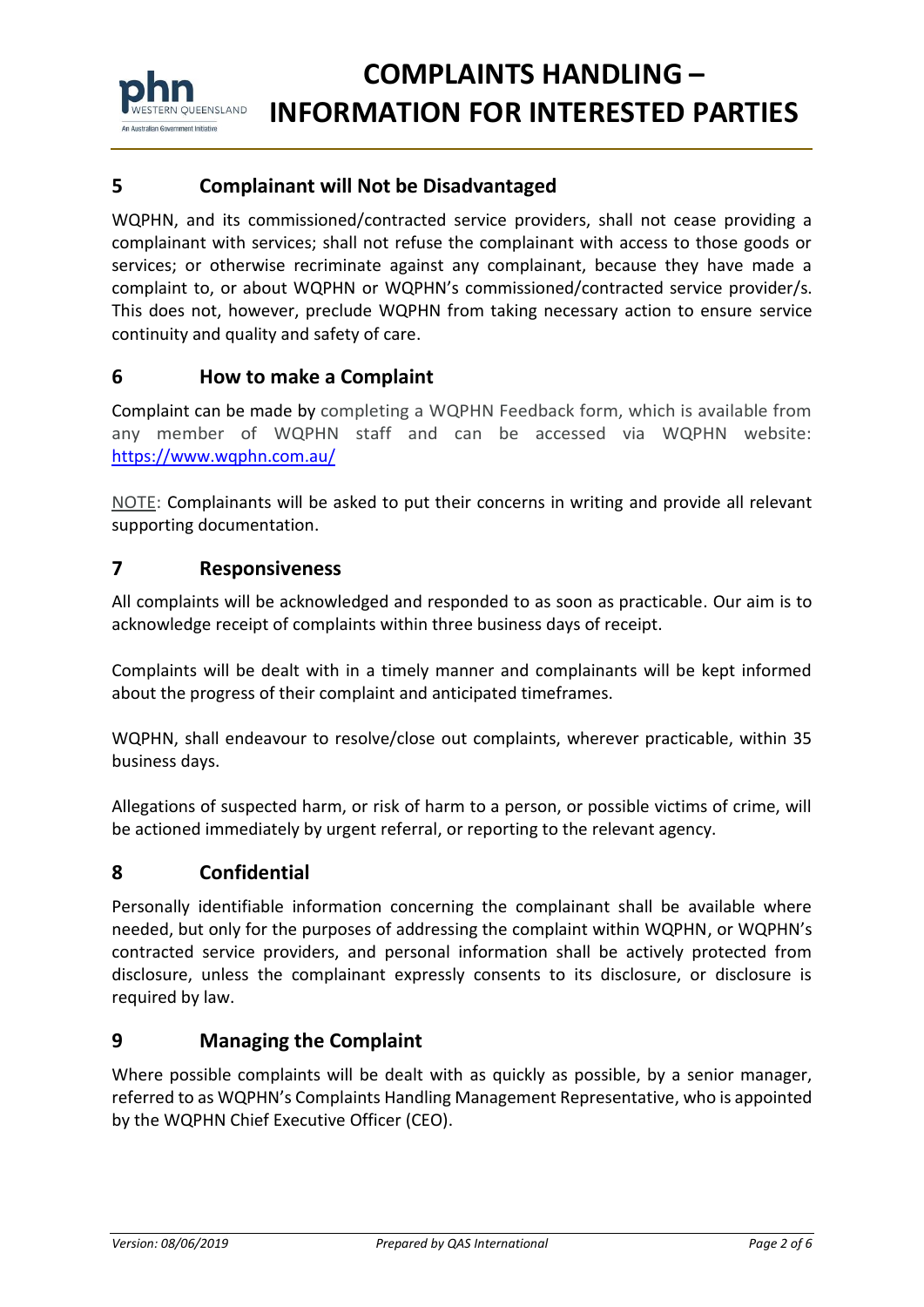## 5 Complainant will Not be Disadvantaged

WQPHN, and its commissioned/contracted service providers, shall not cease providing a complainant with services; shall not refuse the complainant with access to those goods or services; or otherwise recriminate against any complainant, because they have made a complaint to, or about WQPHN or WQPHN's commissioned/contracted service provider/s. This does not, however, preclude WQPHN from taking necessary action to ensure service continuity and quality and safety of care.

## 6 How to make a Complaint

Complaint can be made by completing a WQPHN Feedback form, which is available from any member of WQPHN staff and can be accessed via WQPHN website: https://www.wqphn.com.au/

NOTE: Complainants will be asked to put their concerns in writing and provide all relevant supporting documentation.

## 7 Responsiveness

All complaints will be acknowledged and responded to as soon as practicable. Our aim is to acknowledge receipt of complaints within three business days of receipt.

Complaints will be dealt with in a timely manner and complainants will be kept informed about the progress of their complaint and anticipated timeframes.

WQPHN, shall endeavour to resolve/close out complaints, wherever practicable, within 35 business days.

Allegations of suspected harm, or risk of harm to a person, or possible victims of crime, will be actioned immediately by urgent referral, or reporting to the relevant agency.

## 8 Confidential

Personally identifiable information concerning the complainant shall be available where needed, but only for the purposes of addressing the complaint within WQPHN, or WQPHN's contracted service providers, and personal information shall be actively protected from disclosure, unless the complainant expressly consents to its disclosure, or disclosure is required by law.

## 9 Managing the Complaint

Where possible complaints will be dealt with as quickly as possible, by a senior manager, referred to as WQPHN's Complaints Handling Management Representative, who is appointed by the WQPHN Chief Executive Officer (CEO).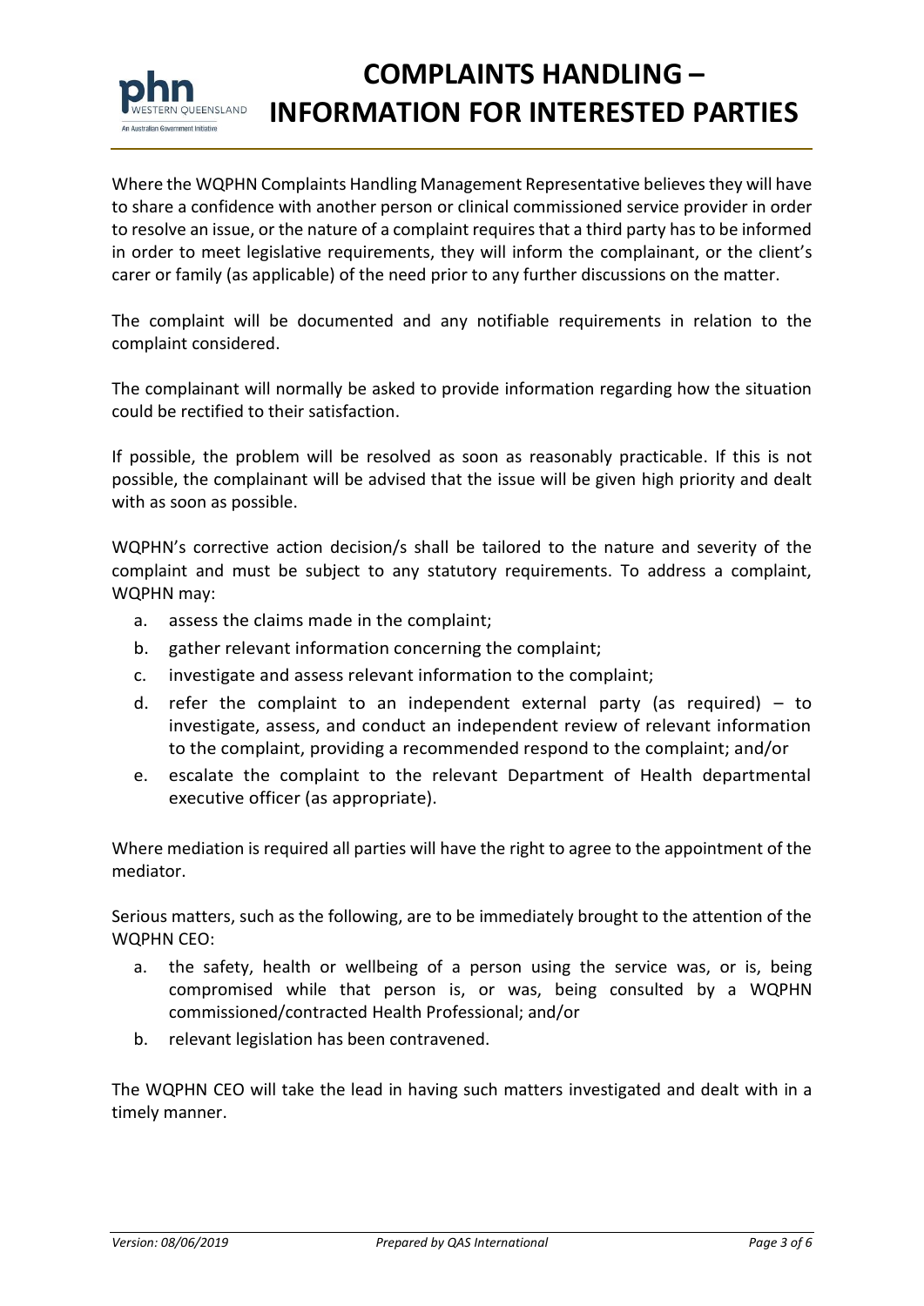Where the WQPHN Complaints Handling Management Representative believes they will have to share a confidence with another person or clinical commissioned service provider in order to resolve an issue, or the nature of a complaint requires that a third party has to be informed in order to meet legislative requirements, they will inform the complainant, or the client's carer or family (as applicable) of the need prior to any further discussions on the matter.

The complaint will be documented and any notifiable requirements in relation to the complaint considered.

The complainant will normally be asked to provide information regarding how the situation could be rectified to their satisfaction.

If possible, the problem will be resolved as soon as reasonably practicable. If this is not possible, the complainant will be advised that the issue will be given high priority and dealt with as soon as possible.

WQPHN's corrective action decision/s shall be tailored to the nature and severity of the complaint and must be subject to any statutory requirements. To address a complaint, WQPHN may:

a. assess the claims made in the complaint;
b. gather relevant information concerning the complaint;
c. investigate and assess relevant information to the complaint;
d. refer the complaint to an independent external party (as required) – to investigate, assess, and conduct an independent review of relevant information to the complaint, providing a recommended respond to the complaint; and/or
e. escalate the complaint to the relevant Department of Health departmental executive officer (as appropriate).

Where mediation is required all parties will have the right to agree to the appointment of the mediator.

Serious matters, such as the following, are to be immediately brought to the attention of the WQPHN CEO:

a. the safety, health or wellbeing of a person using the service was, or is, being compromised while that person is, or was, being consulted by a WQPHN commissioned/contracted Health Professional; and/or
b. relevant legislation has been contravened.

The WQPHN CEO will take the lead in having such matters investigated and dealt with in a timely manner.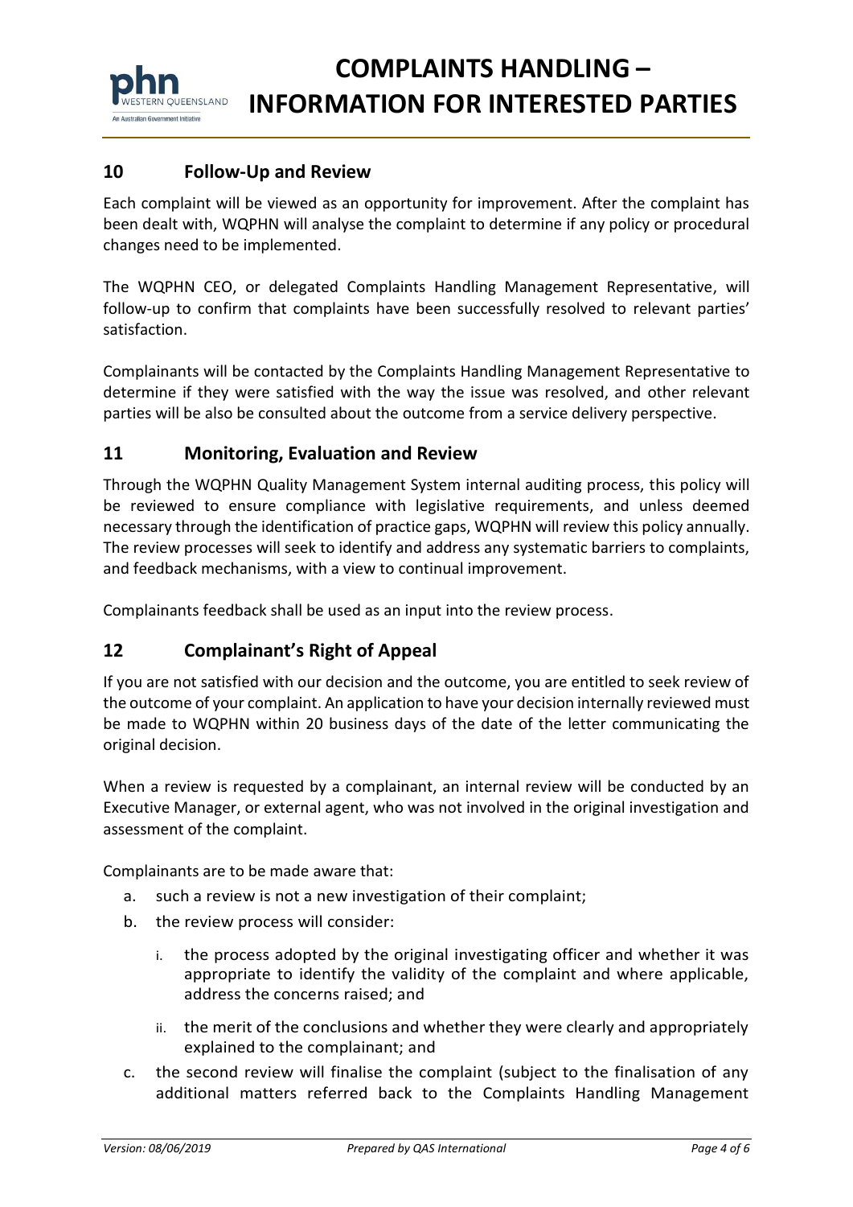## 10 Follow-Up and Review

Each complaint will be viewed as an opportunity for improvement. After the complaint has been dealt with, WQPHN will analyse the complaint to determine if any policy or procedural changes need to be implemented.

The WQPHN CEO, or delegated Complaints Handling Management Representative, will follow-up to confirm that complaints have been successfully resolved to relevant parties' satisfaction.

Complainants will be contacted by the Complaints Handling Management Representative to determine if they were satisfied with the way the issue was resolved, and other relevant parties will be also be consulted about the outcome from a service delivery perspective.

## 11 Monitoring, Evaluation and Review

Through the WQPHN Quality Management System internal auditing process, this policy will be reviewed to ensure compliance with legislative requirements, and unless deemed necessary through the identification of practice gaps, WQPHN will review this policy annually. The review processes will seek to identify and address any systematic barriers to complaints, and feedback mechanisms, with a view to continual improvement.

Complainants feedback shall be used as an input into the review process.

## 12 Complainant's Right of Appeal

If you are not satisfied with our decision and the outcome, you are entitled to seek review of the outcome of your complaint. An application to have your decision internally reviewed must be made to WQPHN within 20 business days of the date of the letter communicating the original decision.

When a review is requested by a complainant, an internal review will be conducted by an Executive Manager, or external agent, who was not involved in the original investigation and assessment of the complaint.

Complainants are to be made aware that:

a. such a review is not a new investigation of their complaint;
b. the review process will consider:
   i. the process adopted by the original investigating officer and whether it was appropriate to identify the validity of the complaint and where applicable, address the concerns raised; and
   ii. the merit of the conclusions and whether they were clearly and appropriately explained to the complainant; and
c. the second review will finalise the complaint (subject to the finalisation of any additional matters referred back to the Complaints Handling Management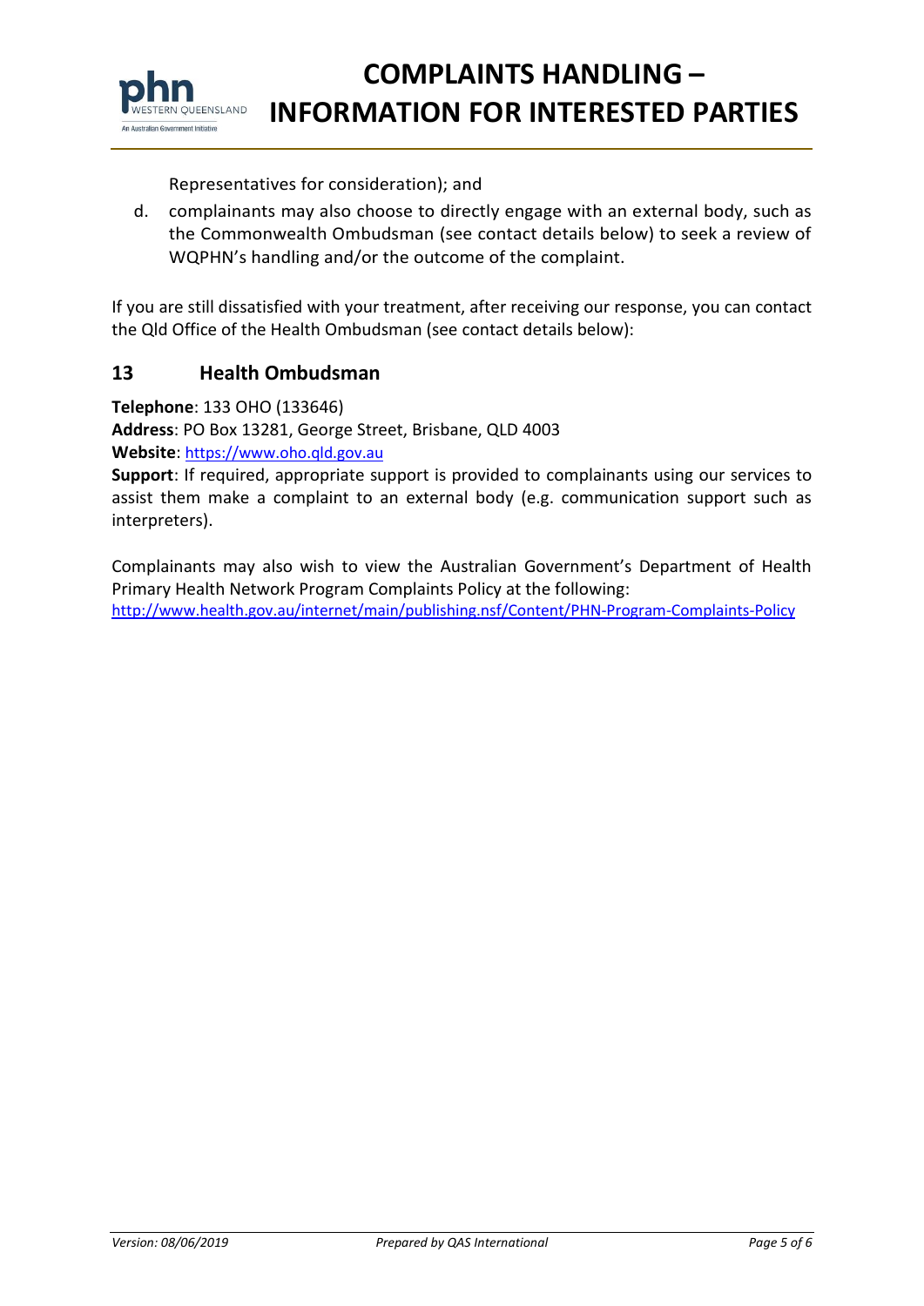Representatives for consideration); and

d. complainants may also choose to directly engage with an external body, such as the Commonwealth Ombudsman (see contact details below) to seek a review of WQPHN's handling and/or the outcome of the complaint.

If you are still dissatisfied with your treatment, after receiving our response, you can contact the Qld Office of the Health Ombudsman (see contact details below):

## 13 Health Ombudsman

**Telephone**: 133 OHO (133646)
**Address**: PO Box 13281, George Street, Brisbane, QLD 4003
**Website**: https://www.oho.qld.gov.au
**Support**: If required, appropriate support is provided to complainants using our services to assist them make a complaint to an external body (e.g. communication support such as interpreters).

Complainants may also wish to view the Australian Government's Department of Health Primary Health Network Program Complaints Policy at the following:
http://www.health.gov.au/internet/main/publishing.nsf/Content/PHN-Program-Complaints-Policy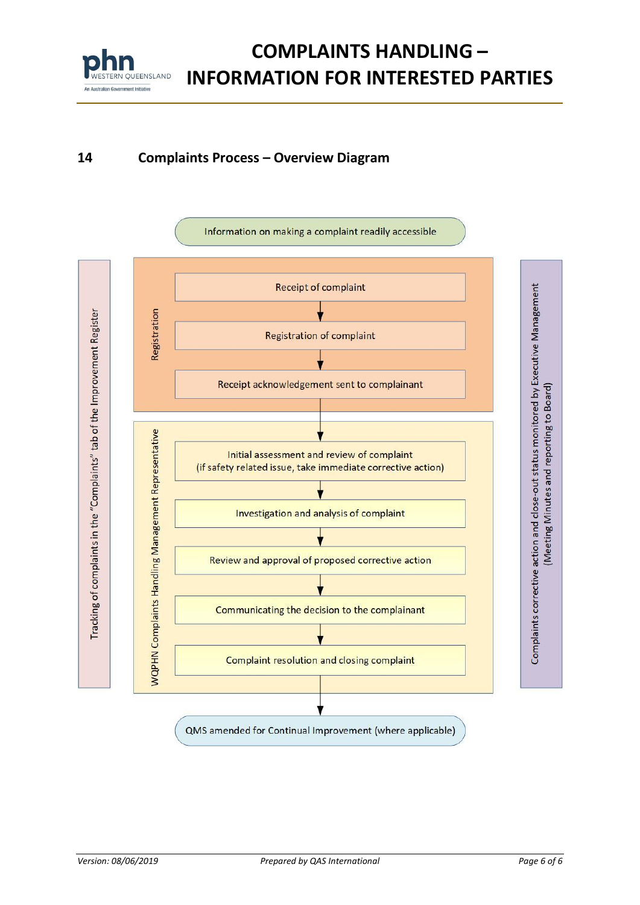## 14 Complaints Process – Overview Diagram

Information on making a complaint readily accessible

Registration

Receipt of complaint

Registration of complaint

Receipt acknowledgement sent to complainant

WQPHN Complaints Handling Management Representative

Initial assessment and review of complaint
(if safety related issue, take immediate corrective action)

Investigation and analysis of complaint

Review and approval of proposed corrective action

Communicating the decision to the complainant

Complaint resolution and closing complaint

QMS amended for Continual Improvement (where applicable)

Tracking of complaints in the "Complaints" tab of the Improvement Register

Complaints corrective action and close-out status monitored by Executive Management
(Meeting Minutes and reporting to Board)

*Version: 08/06/2019* *Prepared by QAS International*